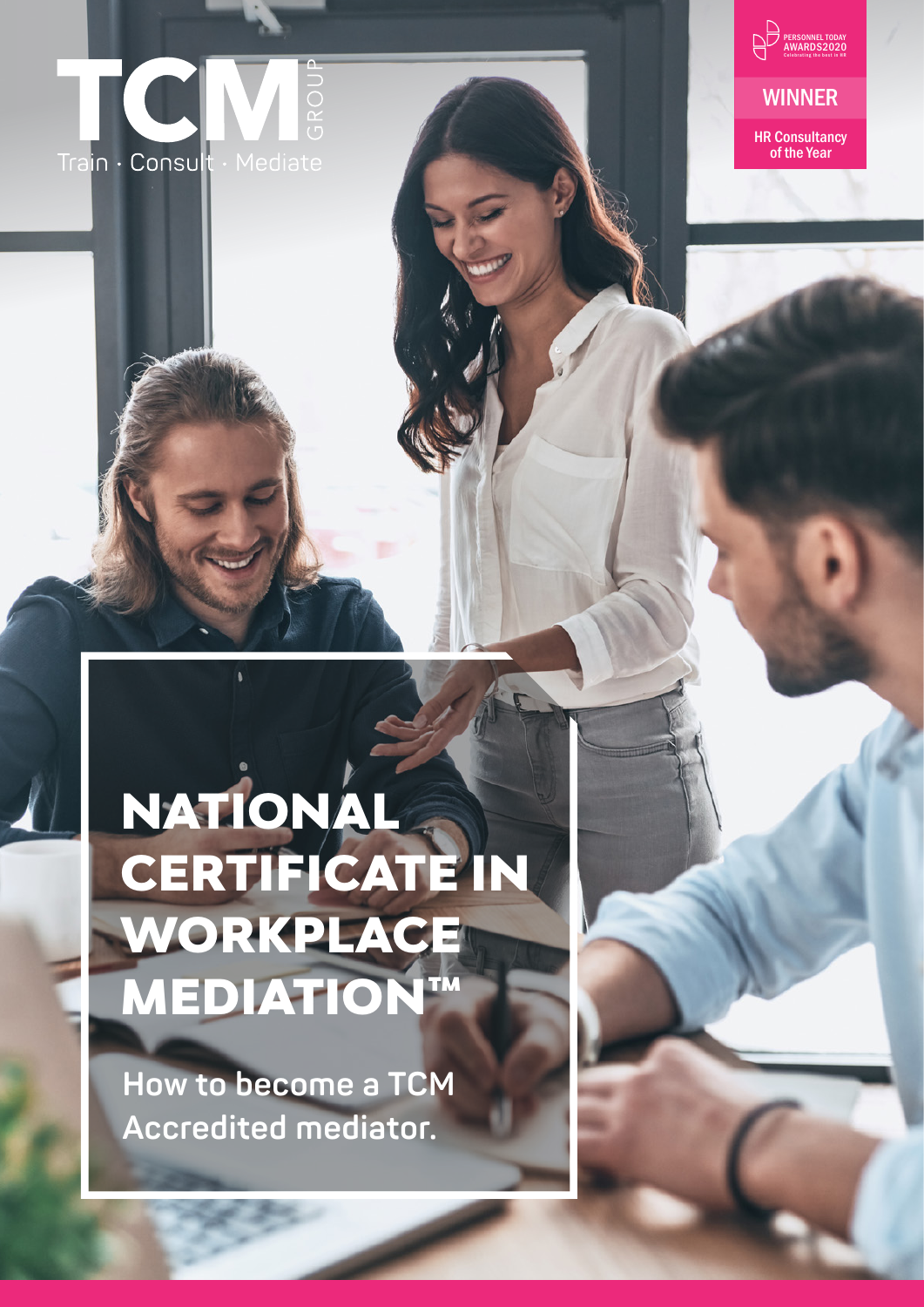TCM GROUP

Train · Consult · Mediate

PERSONNEL TODAY AWARDS2020

Celebrating the best in HR

WINNER

HR Consultancy of the Year

# NATIONAL CERTIFICATE IN WORKPLACE MEDIATION™

**How to become a TCM Accredited mediator.**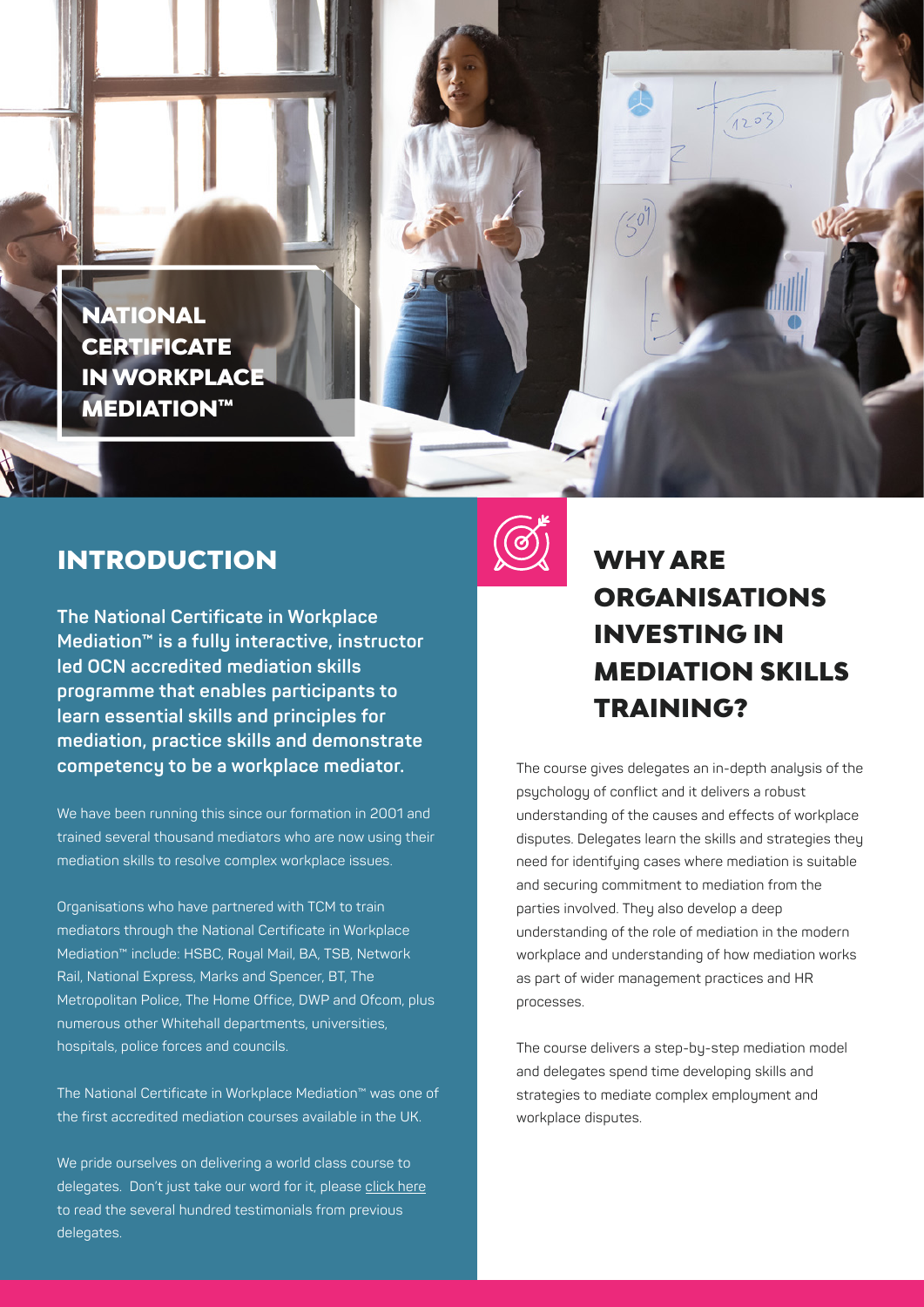# NATIONAL CERTIFICATE IN WORKPLACE MEDIATION™

## INTRODUCTION

**The National Certificate in Workplace Mediation™ is a fully interactive, instructor led OCN accredited mediation skills programme that enables participants to learn essential skills and principles for mediation, practice skills and demonstrate competency to be a workplace mediator.**

We have been running this since our formation in 2001 and trained several thousand mediators who are now using their mediation skills to resolve complex workplace issues.

Organisations who have partnered with TCM to train mediators through the National Certificate in Workplace Mediation™ include: HSBC, Royal Mail, BA, TSB, Network Rail, National Express, Marks and Spencer, BT, The Metropolitan Police, The Home Office, DWP and Ofcom, plus numerous other Whitehall departments, universities, hospitals, police forces and councils.

The National Certificate in Workplace Mediation™ was one of the first accredited mediation courses available in the UK.

We pride ourselves on delivering a world class course to delegates. Don't just take our word for it, please click here to read the several hundred testimonials from previous delegates.

## WHY ARE ORGANISATIONS INVESTING IN MEDIATION SKILLS TRAINING?

The course gives delegates an in-depth analysis of the psychology of conflict and it delivers a robust understanding of the causes and effects of workplace disputes. Delegates learn the skills and strategies they need for identifying cases where mediation is suitable and securing commitment to mediation from the parties involved. They also develop a deep understanding of the role of mediation in the modern workplace and understanding of how mediation works as part of wider management practices and HR processes.

The course delivers a step-by-step mediation model and delegates spend time developing skills and strategies to mediate complex employment and workplace disputes.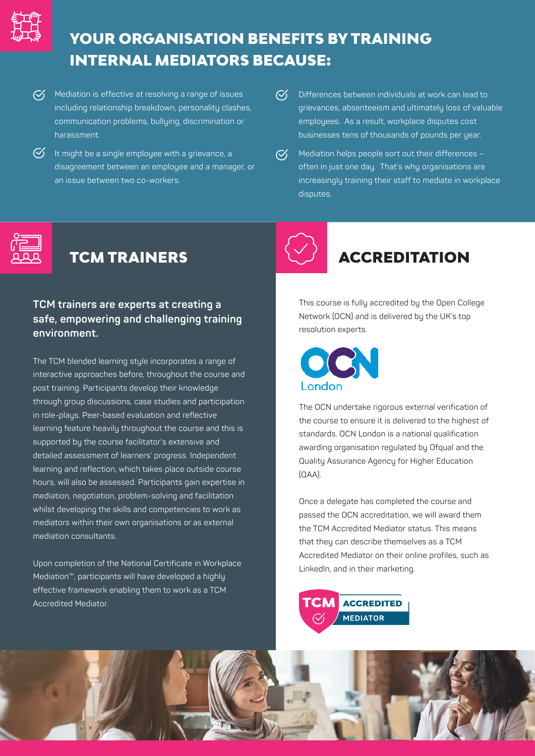# YOUR ORGANISATION BENEFITS BY TRAINING INTERNAL MEDIATORS BECAUSE:

- Mediation is effective at resolving a range of issues including relationship breakdown, personality clashes, communication problems, bullying, discrimination or harassment.
- It might be a single employee with a grievance, a disagreement between an employee and a manager, or an issue between two co-workers.
- Differences between individuals at work can lead to grievances, absenteeism and ultimately loss of valuable employees. As a result, workplace disputes cost businesses tens of thousands of pounds per year.
- Mediation helps people sort out their differences – often in just one day. That's why organisations are increasingly training their staff to mediate in workplace disputes.

## TCM TRAINERS

**TCM trainers are experts at creating a safe, empowering and challenging training environment.**

The TCM blended learning style incorporates a range of interactive approaches before, throughout the course and post training. Participants develop their knowledge through group discussions, case studies and participation in role-plays. Peer-based evaluation and reflective learning feature heavily throughout the course and this is supported by the course facilitator's extensive and detailed assessment of learners' progress. Independent learning and reflection, which takes place outside course hours, will also be assessed. Participants gain expertise in mediation, negotiation, problem-solving and facilitation whilst developing the skills and competencies to work as mediators within their own organisations or as external mediation consultants.

Upon completion of the National Certificate in Workplace Mediation™, participants will have developed a highly effective framework enabling them to work as a TCM Accredited Mediator.

## ACCREDITATION

This course is fully accredited by the Open College Network (OCN) and is delivered by the UK's top resolution experts.

OCN London

The OCN undertake rigorous external verification of the course to ensure it is delivered to the highest of standards. OCN London is a national qualification awarding organisation regulated by Ofqual and the Quality Assurance Agency for Higher Education (QAA).

Once a delegate has completed the course and passed the OCN accreditation, we will award them the TCM Accredited Mediator status. This means that they can describe themselves as a TCM Accredited Mediator on their online profiles, such as LinkedIn, and in their marketing.

TCM ACCREDITED MEDIATOR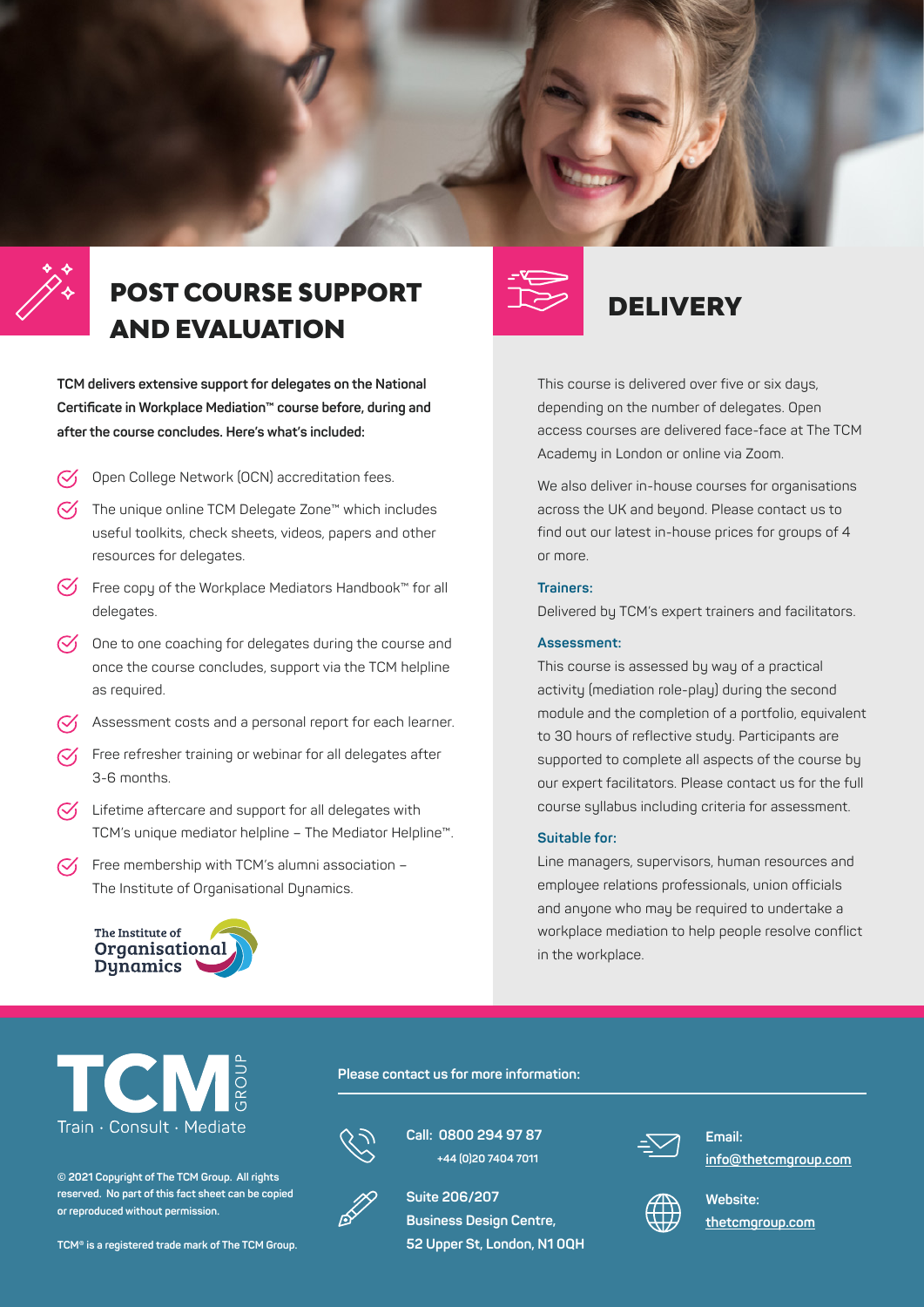## POST COURSE SUPPORT AND EVALUATION

**TCM delivers extensive support for delegates on the National Certificate in Workplace Mediation™ course before, during and after the course concludes. Here's what's included:**

- Open College Network (OCN) accreditation fees.
- The unique online TCM Delegate Zone™ which includes useful toolkits, check sheets, videos, papers and other resources for delegates.
- Free copy of the Workplace Mediators Handbook™ for all delegates.
- One to one coaching for delegates during the course and once the course concludes, support via the TCM helpline as required.
- Assessment costs and a personal report for each learner.
- Free refresher training or webinar for all delegates after 3-6 months.
- Lifetime aftercare and support for all delegates with TCM's unique mediator helpline – The Mediator Helpline™.
- Free membership with TCM's alumni association – The Institute of Organisational Dynamics.

The Institute of Organisational Dynamics

## DELIVERY

This course is delivered over five or six days, depending on the number of delegates. Open access courses are delivered face-face at The TCM Academy in London or online via Zoom.

We also deliver in-house courses for organisations across the UK and beyond. Please contact us to find out our latest in-house prices for groups of 4 or more.

**Trainers:**

Delivered by TCM's expert trainers and facilitators.

**Assessment:**

This course is assessed by way of a practical activity (mediation role-play) during the second module and the completion of a portfolio, equivalent to 30 hours of reflective study. Participants are supported to complete all aspects of the course by our expert facilitators. Please contact us for the full course syllabus including criteria for assessment.

**Suitable for:**

Line managers, supervisors, human resources and employee relations professionals, union officials and anyone who may be required to undertake a workplace mediation to help people resolve conflict in the workplace.

TCM GROUP
Train · Consult · Mediate

**© 2021 Copyright of The TCM Group. All rights reserved. No part of this fact sheet can be copied or reproduced without permission.**

**TCM® is a registered trade mark of The TCM Group.**

**Please contact us for more information:**

**Call: 0800 294 97 87**
**+44 (0)20 7404 7011**

**Suite 206/207**
**Business Design Centre,**
**52 Upper St, London, N1 0QH**

**Email:**
**info@thetcmgroup.com**

**Website:**
**thetcmgroup.com**